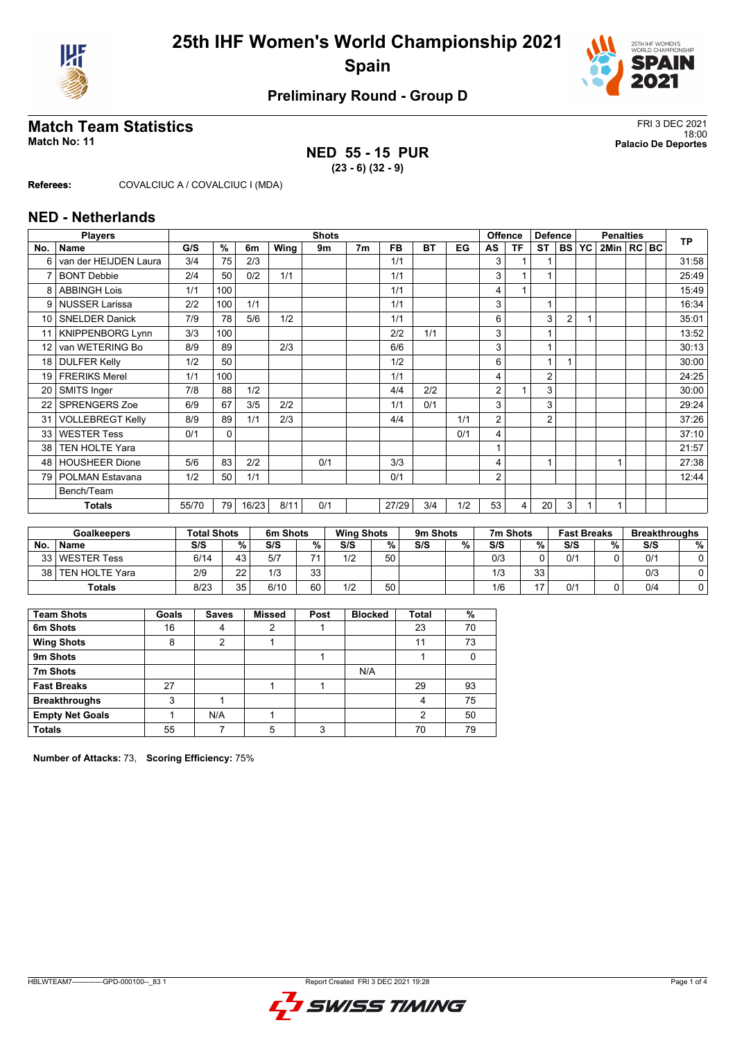# 25th IHF Women's World Championship 2021
## Spain

### Preliminary Round - Group D

## Match Team Statistics

**Match No: 11**

FRI 3 DEC 2021
18:00
**Palacio De Deportes**

**NED 55 - 15 PUR**
**(23 - 6) (32 - 9)**

**Referees:** COVALCIUC A / COVALCIUC I (MDA)

## NED - Netherlands

| Players | | Shots | | | | | | | | | Offence | | Defence | | | Penalties | | | TP |
|---|---|---|---|---|---|---|---|---|---|---|---|---|---|---|---|---|---|---|---|
| No. | Name | G/S | % | 6m | Wing | 9m | 7m | FB | BT | EG | AS | TF | ST | BS | YC | 2Min | RC | BC | |
| 6 | van der HEIJDEN Laura | 3/4 | 75 | 2/3 | | | | 1/1 | | | 3 | 1 | 1 | | | | | | 31:58 |
| 7 | BONT Debbie | 2/4 | 50 | 0/2 | 1/1 | | | 1/1 | | | 3 | 1 | 1 | | | | | | 25:49 |
| 8 | ABBINGH Lois | 1/1 | 100 | | | | | 1/1 | | | 4 | 1 | | | | | | | 15:49 |
| 9 | NUSSER Larissa | 2/2 | 100 | 1/1 | | | | 1/1 | | | 3 | | 1 | | | | | | 16:34 |
| 10 | SNELDER Danick | 7/9 | 78 | 5/6 | 1/2 | | | 1/1 | | | 6 | | 3 | 2 | 1 | | | | 35:01 |
| 11 | KNIPPENBORG Lynn | 3/3 | 100 | | | | | 2/2 | 1/1 | | 3 | | 1 | | | | | | 13:52 |
| 12 | van WETERING Bo | 8/9 | 89 | | 2/3 | | | 6/6 | | | 3 | | 1 | | | | | | 30:13 |
| 18 | DULFER Kelly | 1/2 | 50 | | | | | 1/2 | | | 6 | | 1 | 1 | | | | | 30:00 |
| 19 | FRERIKS Merel | 1/1 | 100 | | | | | 1/1 | | | 4 | | 2 | | | | | | 24:25 |
| 20 | SMITS Inger | 7/8 | 88 | 1/2 | | | | 4/4 | 2/2 | | 2 | 1 | 3 | | | | | | 30:00 |
| 22 | SPRENGERS Zoe | 6/9 | 67 | 3/5 | 2/2 | | | 1/1 | 0/1 | | 3 | | 3 | | | | | | 29:24 |
| 31 | VOLLEBREGT Kelly | 8/9 | 89 | 1/1 | 2/3 | | | 4/4 | | 1/1 | 2 | | 2 | | | | | | 37:26 |
| 33 | WESTER Tess | 0/1 | 0 | | | | | | | 0/1 | 4 | | | | | | | | 37:10 |
| 38 | TEN HOLTE Yara | | | | | | | | | | 1 | | | | | | | | 21:57 |
| 48 | HOUSHEER Dione | 5/6 | 83 | 2/2 | | 0/1 | | 3/3 | | | 4 | | 1 | | | 1 | | | 27:38 |
| 79 | POLMAN Estavana | 1/2 | 50 | 1/1 | | | | 0/1 | | | 2 | | | | | | | | 12:44 |
| | Bench/Team | | | | | | | | | | | | | | | | | | |
| | **Totals** | 55/70 | 79 | 16/23 | 8/11 | 0/1 | | 27/29 | 3/4 | 1/2 | 53 | 4 | 20 | 3 | 1 | 1 | | | |

| Goalkeepers | | Total Shots | | 6m Shots | | Wing Shots | | 9m Shots | | 7m Shots | | Fast Breaks | | Breakthroughs | |
|---|---|---|---|---|---|---|---|---|---|---|---|---|---|---|---|
| No. | Name | S/S | % | S/S | % | S/S | % | S/S | % | S/S | % | S/S | % | S/S | % |
| 33 | WESTER Tess | 6/14 | 43 | 5/7 | 71 | 1/2 | 50 | | | 0/3 | 0 | 0/1 | 0 | 0/1 | 0 |
| 38 | TEN HOLTE Yara | 2/9 | 22 | 1/3 | 33 | | | | | 1/3 | 33 | | | 0/3 | 0 |
| | **Totals** | 8/23 | 35 | 6/10 | 60 | 1/2 | 50 | | | 1/6 | 17 | 0/1 | 0 | 0/4 | 0 |

| Team Shots | Goals | Saves | Missed | Post | Blocked | Total | % |
|---|---|---|---|---|---|---|---|
| 6m Shots | 16 | 4 | 2 | 1 | | 23 | 70 |
| Wing Shots | 8 | 2 | 1 | | | 11 | 73 |
| 9m Shots | | | | 1 | | 1 | 0 |
| 7m Shots | | | | | N/A | | |
| Fast Breaks | 27 | | 1 | 1 | | 29 | 93 |
| Breakthroughs | 3 | 1 | | | | 4 | 75 |
| Empty Net Goals | 1 | N/A | 1 | | | 2 | 50 |
| Totals | 55 | 7 | 5 | 3 | | 70 | 79 |

**Number of Attacks:** 73, **Scoring Efficiency:** 75%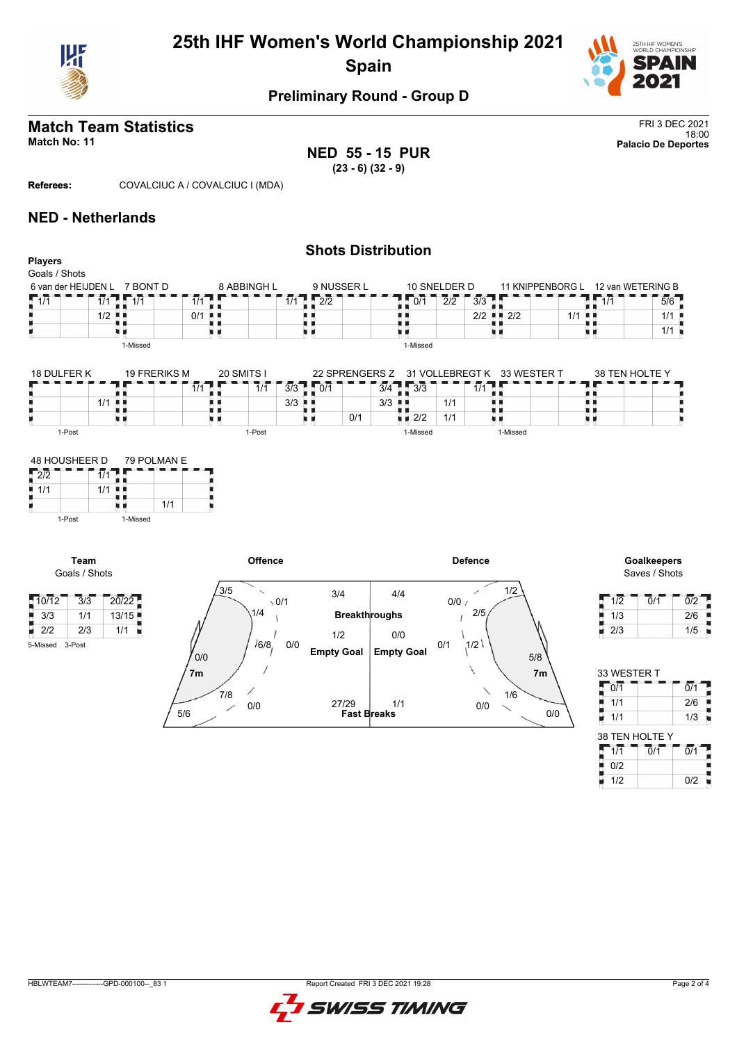# 25th IHF Women's World Championship 2021

## Spain

### Preliminary Round - Group D

## Match Team Statistics

**Match No: 11**

FRI 3 DEC 2021
18:00
**Palacio De Deportes**

**NED 55 - 15 PUR**
**(23 - 6) (32 - 9)**

**Referees:** COVALCIUC A / COVALCIUC I (MDA)

## NED - Netherlands

### Shots Distribution

**Players**
Goals / Shots

**6 van der HEIJDEN L**

| | | |
|---|---|---|
| 1/1 | | 1/1 |
| | | 1/2 |
| | | |

**7 BONT D** (1-Missed)

| | | |
|---|---|---|
| 1/1 | | 1/1 |
| | | 0/1 |
| | | |

**8 ABBINGH L**

| | | |
|---|---|---|
| | | 1/1 |
| | | |
| | | |

**9 NUSSER L**

| | | |
|---|---|---|
| 2/2 | | |
| | | |
| | | |

**10 SNELDER D** (1-Missed)

| | | |
|---|---|---|
| 0/1 | 2/2 | 3/3 |
| | | 2/2 |
| | | |

**11 KNIPPENBORG L**

| | | |
|---|---|---|
| | | |
| 2/2 | | 1/1 |
| | | |

**12 van WETERING B**

| | | |
|---|---|---|
| 1/1 | | 5/6 |
| | | 1/1 |
| | | 1/1 |

**18 DULFER K** (1-Post)

| | | |
|---|---|---|
| | | |
| | | 1/1 |
| | | |

**19 FRERIKS M**

| | | |
|---|---|---|
| | | 1/1 |
| | | |
| | | |

**20 SMITS I** (1-Post)

| | | |
|---|---|---|
| | 1/1 | 3/3 |
| | | 3/3 |
| | | |

**22 SPRENGERS Z**

| | | |
|---|---|---|
| 0/1 | | 3/4 |
| | | 3/3 |
| | 0/1 | |

**31 VOLLEBREGT K** (1-Missed)

| | | |
|---|---|---|
| 3/3 | | 1/1 |
| | 1/1 | |
| 2/2 | 1/1 | |

**33 WESTER T** (1-Missed)

| | | |
|---|---|---|
| | | |
| | | |
| | | |

**38 TEN HOLTE Y**

| | | |
|---|---|---|
| | | |
| | | |
| | | |

**48 HOUSHEER D** (1-Post)

| | | |
|---|---|---|
| 2/2 | | 1/1 |
| 1/1 | | 1/1 |
| | | |

**79 POLMAN E** (1-Missed)

| | | |
|---|---|---|
| | | |
| | | |
| | 1/1 | |

**Team**
Goals / Shots

| | | |
|---|---|---|
| 10/12 | 3/3 | 20/22 |
| 3/3 | 1/1 | 13/15 |
| 2/2 | 2/3 | 1/1 |

5-Missed 3-Post

**Offence**

- Zones: 3/5, 0/1, 1/4, 6/8, 0/0, 0/0, 7/8, 0/0, 5/6
- Breakthroughs: 3/4
- Empty Goal: 1/2
- Fast Breaks: 27/29

**Defence**

- Zones: 1/2, 0/0, 2/5, 1/2, 0/1, 5/8, 1/6, 0/0, 0/0
- Breakthroughs: 4/4
- Empty Goal: 0/0
- Fast Breaks: 1/1

**Goalkeepers**
Saves / Shots

| | | |
|---|---|---|
| 1/2 | 0/1 | 0/2 |
| 1/3 | | 2/6 |
| 2/3 | | 1/5 |

**33 WESTER T**

| | | |
|---|---|---|
| 0/1 | | 0/1 |
| 1/1 | | 2/6 |
| 1/1 | | 1/3 |

**38 TEN HOLTE Y**

| | | |
|---|---|---|
| 1/1 | 0/1 | 0/1 |
| 0/2 | | |
| 1/2 | | 0/2 |

HBLWTEAM7-------------GPD-000100--_83 1 Report Created FRI 3 DEC 2021 19:28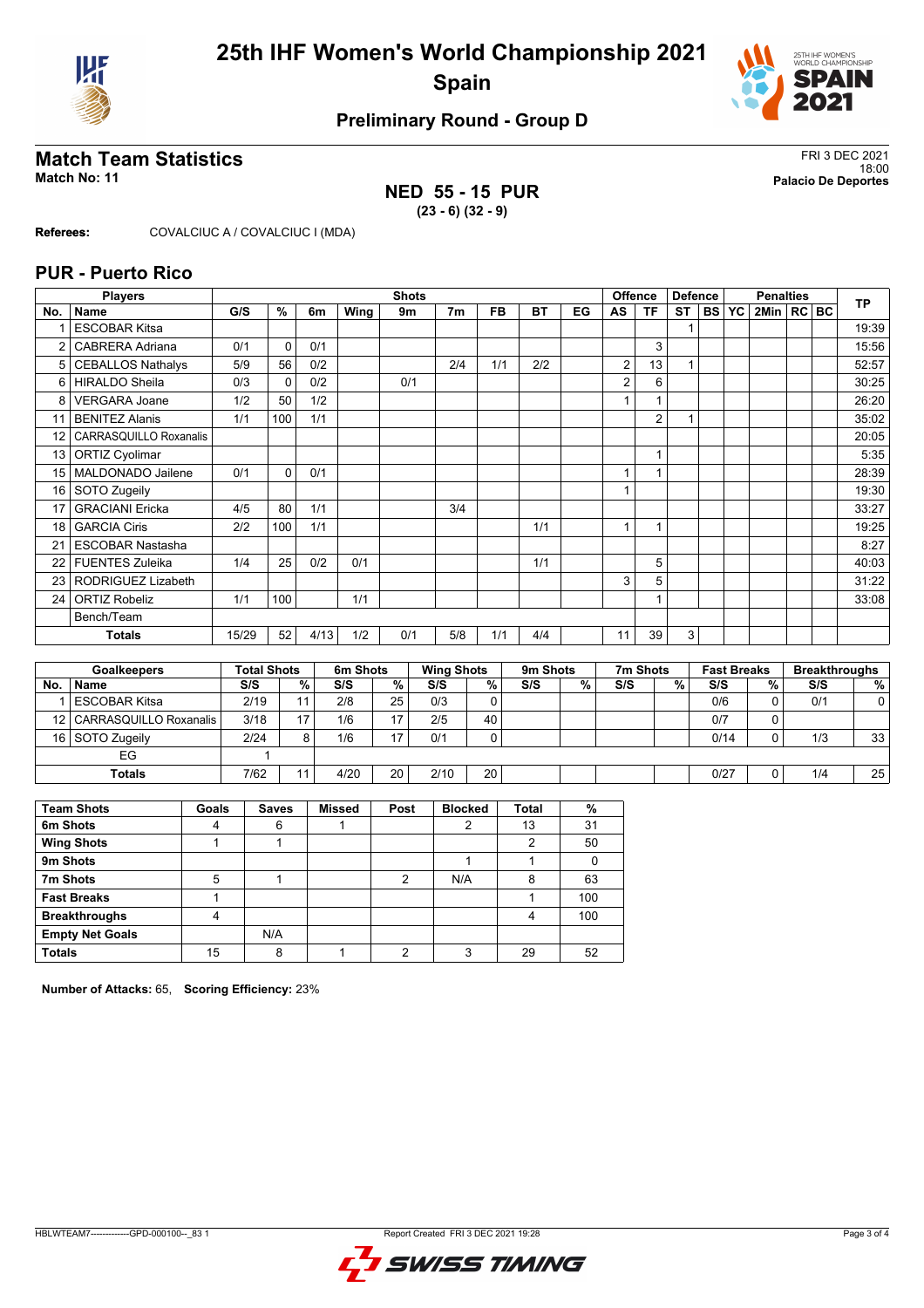# 25th IHF Women's World Championship 2021

## Spain

### Preliminary Round - Group D

## Match Team Statistics

**Match No: 11**

FRI 3 DEC 2021
18:00
**Palacio De Deportes**

**NED 55 - 15 PUR**
**(23 - 6) (32 - 9)**

**Referees:** COVALCIUC A / COVALCIUC I (MDA)

## PUR - Puerto Rico

| No. | Name | G/S | % | 6m | Wing | 9m | 7m | FB | BT | EG | AS | TF | ST | BS | YC | 2Min | RC | BC | TP |
|---|---|---|---|---|---|---|---|---|---|---|---|---|---|---|---|---|---|---|---|
| 1 | ESCOBAR Kitsa | | | | | | | | | | | | 1 | | | | | | 19:39 |
| 2 | CABRERA Adriana | 0/1 | 0 | 0/1 | | | | | | | | 3 | | | | | | | 15:56 |
| 5 | CEBALLOS Nathalys | 5/9 | 56 | 0/2 | | | 2/4 | 1/1 | 2/2 | | 2 | 13 | 1 | | | | | | 52:57 |
| 6 | HIRALDO Sheila | 0/3 | 0 | 0/2 | | 0/1 | | | | | 2 | 6 | | | | | | | 30:25 |
| 8 | VERGARA Joane | 1/2 | 50 | 1/2 | | | | | | | 1 | 1 | | | | | | | 26:20 |
| 11 | BENITEZ Alanis | 1/1 | 100 | 1/1 | | | | | | | | 2 | 1 | | | | | | 35:02 |
| 12 | CARRASQUILLO Roxanalis | | | | | | | | | | | | | | | | | | 20:05 |
| 13 | ORTIZ Cyolimar | | | | | | | | | | | 1 | | | | | | | 5:35 |
| 15 | MALDONADO Jailene | 0/1 | 0 | 0/1 | | | | | | | 1 | 1 | | | | | | | 28:39 |
| 16 | SOTO Zugeily | | | | | | | | | | 1 | | | | | | | | 19:30 |
| 17 | GRACIANI Ericka | 4/5 | 80 | 1/1 | | | 3/4 | | | | | | | | | | | | 33:27 |
| 18 | GARCIA Ciris | 2/2 | 100 | 1/1 | | | | | 1/1 | | 1 | 1 | | | | | | | 19:25 |
| 21 | ESCOBAR Nastasha | | | | | | | | | | | | | | | | | | 8:27 |
| 22 | FUENTES Zuleika | 1/4 | 25 | 0/2 | 0/1 | | | | 1/1 | | | 5 | | | | | | | 40:03 |
| 23 | RODRIGUEZ Lizabeth | | | | | | | | | | 3 | 5 | | | | | | | 31:22 |
| 24 | ORTIZ Robeliz | 1/1 | 100 | | 1/1 | | | | | | | 1 | | | | | | | 33:08 |
| | Bench/Team | | | | | | | | | | | | | | | | | | |
| | **Totals** | 15/29 | 52 | 4/13 | 1/2 | 0/1 | 5/8 | 1/1 | 4/4 | | 11 | 39 | 3 | | | | | | |

| No. | Goalkeepers | Total Shots S/S | % | 6m Shots S/S | % | Wing Shots S/S | % | 9m Shots S/S | % | 7m Shots S/S | % | Fast Breaks S/S | % | Breakthroughs S/S | % |
|---|---|---|---|---|---|---|---|---|---|---|---|---|---|---|---|
| 1 | ESCOBAR Kitsa | 2/19 | 11 | 2/8 | 25 | 0/3 | 0 | | | | | 0/6 | 0 | 0/1 | 0 |
| 12 | CARRASQUILLO Roxanalis | 3/18 | 17 | 1/6 | 17 | 2/5 | 40 | | | | | 0/7 | 0 | | |
| 16 | SOTO Zugeily | 2/24 | 8 | 1/6 | 17 | 0/1 | 0 | | | | | 0/14 | 0 | 1/3 | 33 |
| | EG | 1 | | | | | | | | | | | | | |
| | **Totals** | 7/62 | 11 | 4/20 | 20 | 2/10 | 20 | | | | | 0/27 | 0 | 1/4 | 25 |

| Team Shots | Goals | Saves | Missed | Post | Blocked | Total | % |
|---|---|---|---|---|---|---|---|
| **6m Shots** | 4 | 6 | 1 | | 2 | 13 | 31 |
| **Wing Shots** | 1 | 1 | | | | 2 | 50 |
| **9m Shots** | | | | | 1 | 1 | 0 |
| **7m Shots** | 5 | 1 | | 2 | N/A | 8 | 63 |
| **Fast Breaks** | 1 | | | | | 1 | 100 |
| **Breakthroughs** | 4 | | | | | 4 | 100 |
| **Empty Net Goals** | | N/A | | | | | |
| **Totals** | 15 | 8 | 1 | 2 | 3 | 29 | 52 |

**Number of Attacks:** 65, **Scoring Efficiency:** 23%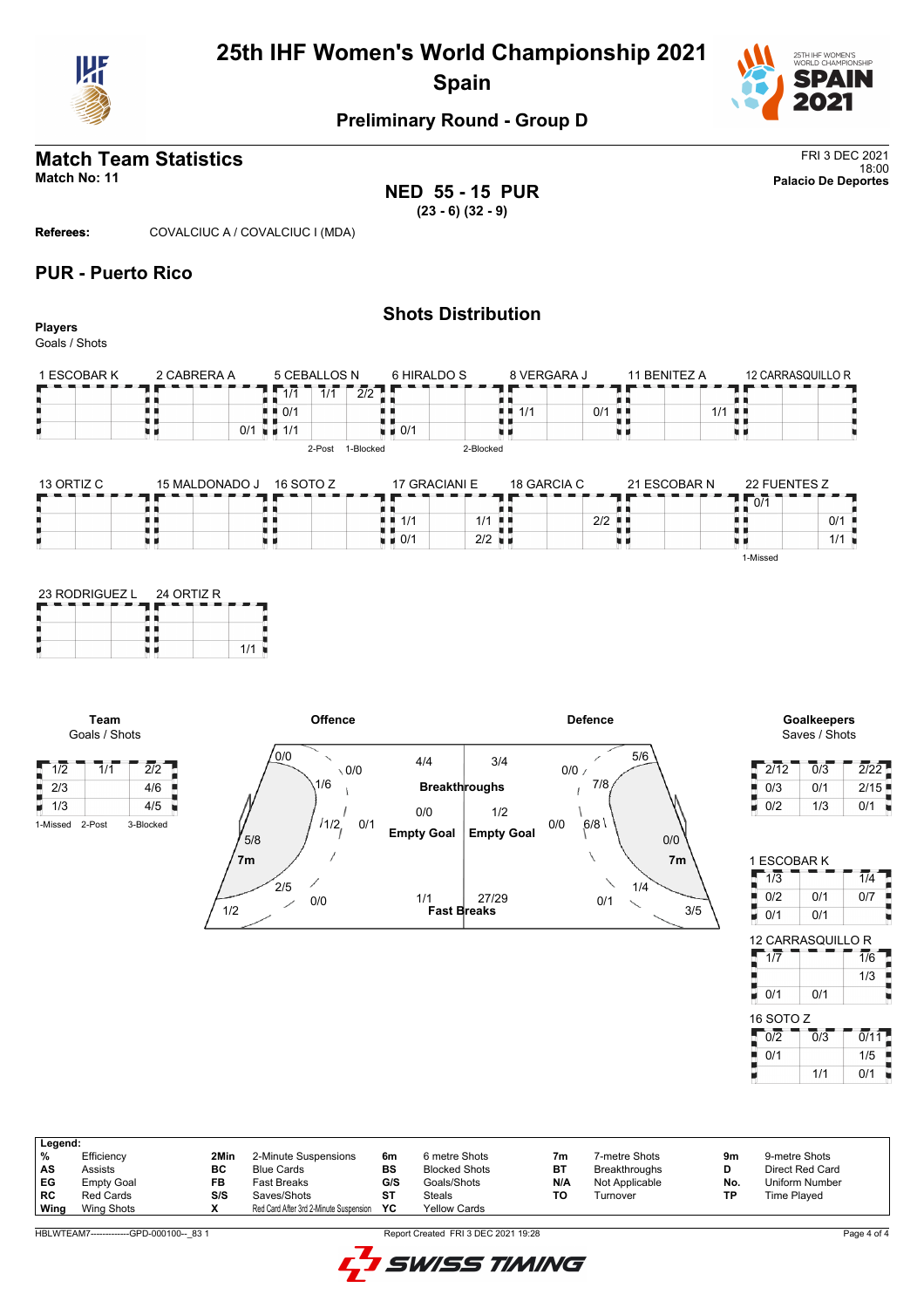# 25th IHF Women's World Championship 2021

## Spain

### Preliminary Round - Group D

## Match Team Statistics

**Match No: 11**

FRI 3 DEC 2021
18:00
**Palacio De Deportes**

**NED 55 - 15 PUR**
**(23 - 6) (32 - 9)**

**Referees:** COVALCIUC A / COVALCIUC I (MDA)

## PUR - Puerto Rico

### Shots Distribution

**Players**
Goals / Shots

1 ESCOBAR K

2 CABRERA A
0/1

5 CEBALLOS N
1/1 1/1 2/2
0/1
1/1
2-Post 1-Blocked

6 HIRALDO S
0/1
2-Blocked

8 VERGARA J
1/1 0/1

11 BENITEZ A
1/1

12 CARRASQUILLO R

13 ORTIZ C

15 MALDONADO J

16 SOTO Z

17 GRACIANI E
1/1 1/1
0/1 2/2

18 GARCIA C
2/2

21 ESCOBAR N

22 FUENTES Z
0/1
0/1
1/1
1-Missed

23 RODRIGUEZ L

24 ORTIZ R
1/1

**Team**
Goals / Shots

| | | |
|---|---|---|
| 1/2 | 1/1 | 2/2 |
| 2/3 | | 4/6 |
| 1/3 | | 4/5 |

1-Missed 2-Post 3-Blocked

**Offence**

0/0
0/0
1/6
1/1/2
0/1
5/8
7m
2/5
0/0
1/2

4/4 3/4
Breakthroughs
0/0 1/2
Empty Goal Empty Goal
1/1 27/29
Fast Breaks

**Defence**

5/6
0/0
7/8
0/0
6/8
0/0
7m
1/4
0/1
3/5

**Goalkeepers**
Saves / Shots

| | | |
|---|---|---|
| 2/12 | 0/3 | 2/22 |
| 0/3 | 0/1 | 2/15 |
| 0/2 | 1/3 | 0/1 |

1 ESCOBAR K

| | | |
|---|---|---|
| 1/3 | | 1/4 |
| 0/2 | 0/1 | 0/7 |
| 0/1 | 0/1 | |

12 CARRASQUILLO R

| | | |
|---|---|---|
| 1/7 | | 1/6 |
| | | 1/3 |
| 0/1 | 0/1 | |

16 SOTO Z

| | | |
|---|---|---|
| 0/2 | 0/3 | 0/11 |
| 0/1 | | 1/5 |
| | 1/1 | 0/1 |

**Legend:**

| | | | | | | | | | |
|---|---|---|---|---|---|---|---|---|---|
| % | Efficiency | 2Min | 2-Minute Suspensions | 6m | 6 metre Shots | 7m | 7-metre Shots | 9m | 9-metre Shots |
| AS | Assists | BC | Blue Cards | BS | Blocked Shots | BT | Breakthroughs | D | Direct Red Card |
| EG | Empty Goal | FB | Fast Breaks | G/S | Goals/Shots | N/A | Not Applicable | No. | Uniform Number |
| RC | Red Cards | S/S | Saves/Shots | ST | Steals | TO | Turnover | TP | Time Played |
| Wing | Wing Shots | X | Red Card After 3rd 2-Minute Suspension | YC | Yellow Cards | | | | |

HBLWTEAM7--------------GPD-000100--_83 1 Report Created FRI 3 DEC 2021 19:28